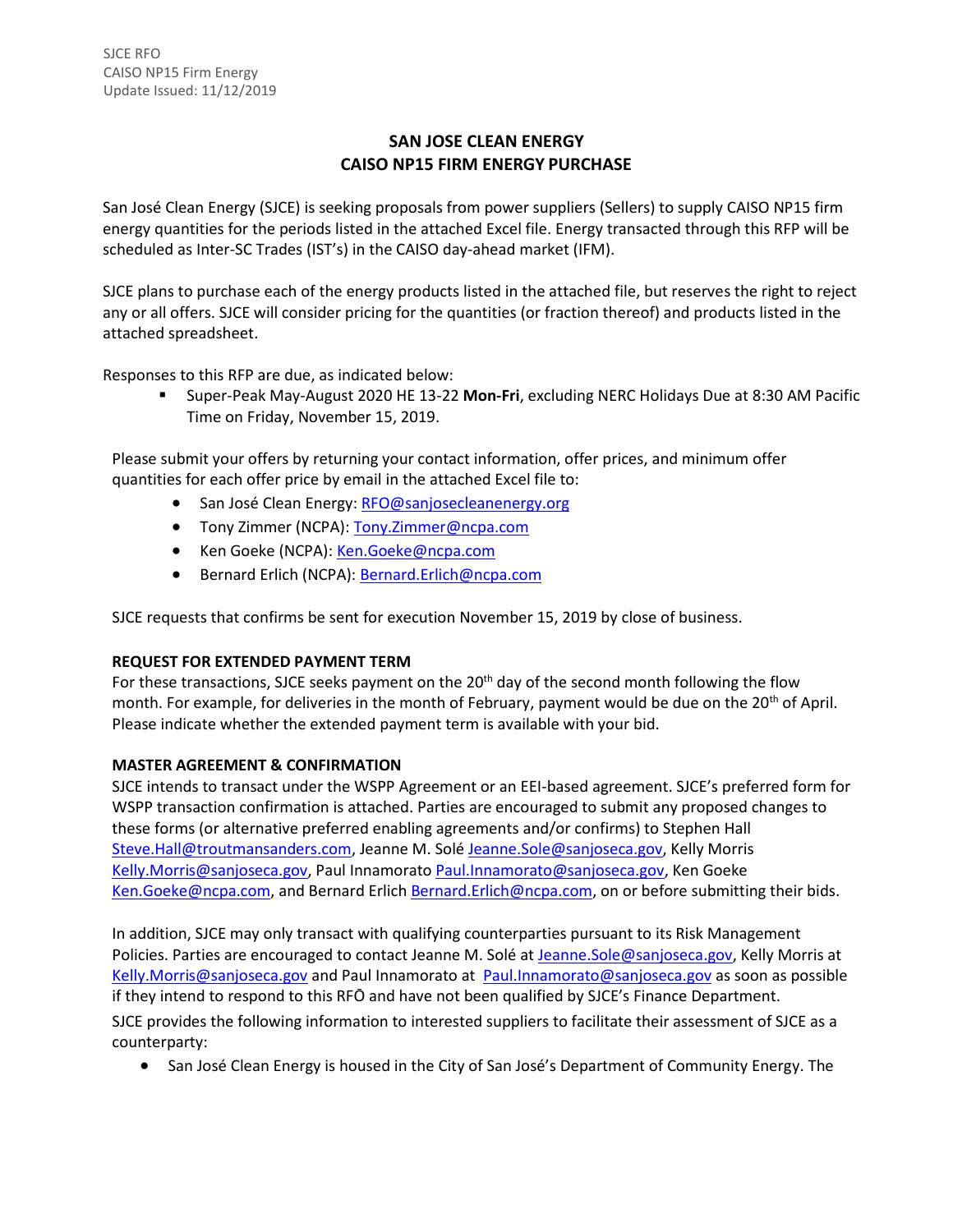SJCE RFO
CAISO NP15 Firm Energy
Update Issued: 11/12/2019

# SAN JOSE CLEAN ENERGY
# CAISO NP15 FIRM ENERGY PURCHASE

San José Clean Energy (SJCE) is seeking proposals from power suppliers (Sellers) to supply CAISO NP15 firm energy quantities for the periods listed in the attached Excel file. Energy transacted through this RFP will be scheduled as Inter-SC Trades (IST's) in the CAISO day-ahead market (IFM).

SJCE plans to purchase each of the energy products listed in the attached file, but reserves the right to reject any or all offers. SJCE will consider pricing for the quantities (or fraction thereof) and products listed in the attached spreadsheet.

Responses to this RFP are due, as indicated below:

- Super-Peak May-August 2020 HE 13-22 **Mon-Fri**, excluding NERC Holidays Due at 8:30 AM Pacific Time on Friday, November 15, 2019.

Please submit your offers by returning your contact information, offer prices, and minimum offer quantities for each offer price by email in the attached Excel file to:

- San José Clean Energy: RFO@sanjosecleanenergy.org
- Tony Zimmer (NCPA): Tony.Zimmer@ncpa.com
- Ken Goeke (NCPA): Ken.Goeke@ncpa.com
- Bernard Erlich (NCPA): Bernard.Erlich@ncpa.com

SJCE requests that confirms be sent for execution November 15, 2019 by close of business.

**REQUEST FOR EXTENDED PAYMENT TERM**

For these transactions, SJCE seeks payment on the 20th day of the second month following the flow month. For example, for deliveries in the month of February, payment would be due on the 20th of April. Please indicate whether the extended payment term is available with your bid.

**MASTER AGREEMENT & CONFIRMATION**

SJCE intends to transact under the WSPP Agreement or an EEI-based agreement. SJCE's preferred form for WSPP transaction confirmation is attached. Parties are encouraged to submit any proposed changes to these forms (or alternative preferred enabling agreements and/or confirms) to Stephen Hall Steve.Hall@troutmansanders.com, Jeanne M. Solé Jeanne.Sole@sanjoseca.gov, Kelly Morris Kelly.Morris@sanjoseca.gov, Paul Innamorato Paul.Innamorato@sanjoseca.gov, Ken Goeke Ken.Goeke@ncpa.com, and Bernard Erlich Bernard.Erlich@ncpa.com, on or before submitting their bids.

In addition, SJCE may only transact with qualifying counterparties pursuant to its Risk Management Policies. Parties are encouraged to contact Jeanne M. Solé at Jeanne.Sole@sanjoseca.gov, Kelly Morris at Kelly.Morris@sanjoseca.gov and Paul Innamorato at Paul.Innamorato@sanjoseca.gov as soon as possible if they intend to respond to this RFŌ and have not been qualified by SJCE's Finance Department.

SJCE provides the following information to interested suppliers to facilitate their assessment of SJCE as a counterparty:

- San José Clean Energy is housed in the City of San José's Department of Community Energy. The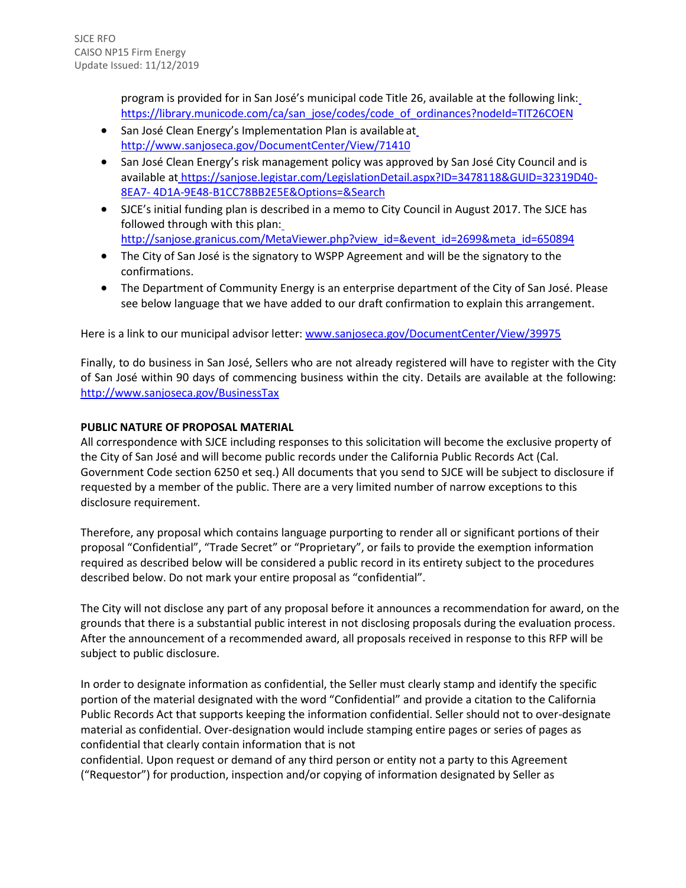program is provided for in San José's municipal code Title 26, available at the following link: https://library.municode.com/ca/san_jose/codes/code_of_ordinances?nodeId=TIT26COEN

- San José Clean Energy's Implementation Plan is available at http://www.sanjoseca.gov/DocumentCenter/View/71410
- San José Clean Energy's risk management policy was approved by San José City Council and is available at https://sanjose.legistar.com/LegislationDetail.aspx?ID=3478118&GUID=32319D40-8EA7-4D1A-9E48-B1CC78BB2E5E&Options=&Search
- SJCE's initial funding plan is described in a memo to City Council in August 2017. The SJCE has followed through with this plan: http://sanjose.granicus.com/MetaViewer.php?view_id=&event_id=2699&meta_id=650894
- The City of San José is the signatory to WSPP Agreement and will be the signatory to the confirmations.
- The Department of Community Energy is an enterprise department of the City of San José. Please see below language that we have added to our draft confirmation to explain this arrangement.

Here is a link to our municipal advisor letter: www.sanjoseca.gov/DocumentCenter/View/39975

Finally, to do business in San José, Sellers who are not already registered will have to register with the City of San José within 90 days of commencing business within the city. Details are available at the following: http://www.sanjoseca.gov/BusinessTax

**PUBLIC NATURE OF PROPOSAL MATERIAL**

All correspondence with SJCE including responses to this solicitation will become the exclusive property of the City of San José and will become public records under the California Public Records Act (Cal. Government Code section 6250 et seq.) All documents that you send to SJCE will be subject to disclosure if requested by a member of the public. There are a very limited number of narrow exceptions to this disclosure requirement.

Therefore, any proposal which contains language purporting to render all or significant portions of their proposal "Confidential", "Trade Secret" or "Proprietary", or fails to provide the exemption information required as described below will be considered a public record in its entirety subject to the procedures described below. Do not mark your entire proposal as "confidential".

The City will not disclose any part of any proposal before it announces a recommendation for award, on the grounds that there is a substantial public interest in not disclosing proposals during the evaluation process. After the announcement of a recommended award, all proposals received in response to this RFP will be subject to public disclosure.

In order to designate information as confidential, the Seller must clearly stamp and identify the specific portion of the material designated with the word "Confidential" and provide a citation to the California Public Records Act that supports keeping the information confidential. Seller should not to over-designate material as confidential. Over-designation would include stamping entire pages or series of pages as confidential that clearly contain information that is not confidential. Upon request or demand of any third person or entity not a party to this Agreement ("Requestor") for production, inspection and/or copying of information designated by Seller as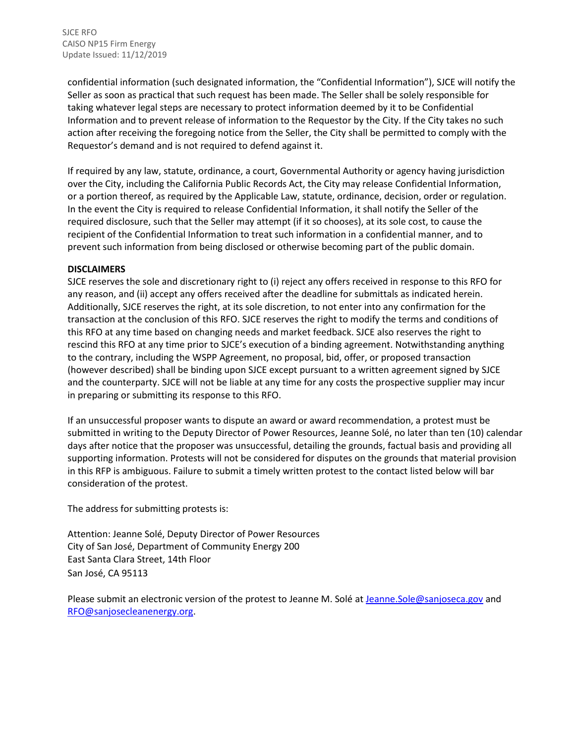confidential information (such designated information, the "Confidential Information"), SJCE will notify the Seller as soon as practical that such request has been made. The Seller shall be solely responsible for taking whatever legal steps are necessary to protect information deemed by it to be Confidential Information and to prevent release of information to the Requestor by the City. If the City takes no such action after receiving the foregoing notice from the Seller, the City shall be permitted to comply with the Requestor's demand and is not required to defend against it.

If required by any law, statute, ordinance, a court, Governmental Authority or agency having jurisdiction over the City, including the California Public Records Act, the City may release Confidential Information, or a portion thereof, as required by the Applicable Law, statute, ordinance, decision, order or regulation. In the event the City is required to release Confidential Information, it shall notify the Seller of the required disclosure, such that the Seller may attempt (if it so chooses), at its sole cost, to cause the recipient of the Confidential Information to treat such information in a confidential manner, and to prevent such information from being disclosed or otherwise becoming part of the public domain.

**DISCLAIMERS**

SJCE reserves the sole and discretionary right to (i) reject any offers received in response to this RFO for any reason, and (ii) accept any offers received after the deadline for submittals as indicated herein. Additionally, SJCE reserves the right, at its sole discretion, to not enter into any confirmation for the transaction at the conclusion of this RFO. SJCE reserves the right to modify the terms and conditions of this RFO at any time based on changing needs and market feedback. SJCE also reserves the right to rescind this RFO at any time prior to SJCE's execution of a binding agreement. Notwithstanding anything to the contrary, including the WSPP Agreement, no proposal, bid, offer, or proposed transaction (however described) shall be binding upon SJCE except pursuant to a written agreement signed by SJCE and the counterparty. SJCE will not be liable at any time for any costs the prospective supplier may incur in preparing or submitting its response to this RFO.

If an unsuccessful proposer wants to dispute an award or award recommendation, a protest must be submitted in writing to the Deputy Director of Power Resources, Jeanne Solé, no later than ten (10) calendar days after notice that the proposer was unsuccessful, detailing the grounds, factual basis and providing all supporting information. Protests will not be considered for disputes on the grounds that material provision in this RFP is ambiguous. Failure to submit a timely written protest to the contact listed below will bar consideration of the protest.

The address for submitting protests is:

Attention: Jeanne Solé, Deputy Director of Power Resources
City of San José, Department of Community Energy 200
East Santa Clara Street, 14th Floor
San José, CA 95113

Please submit an electronic version of the protest to Jeanne M. Solé at Jeanne.Sole@sanjoseca.gov and RFO@sanjosecleanenergy.org.